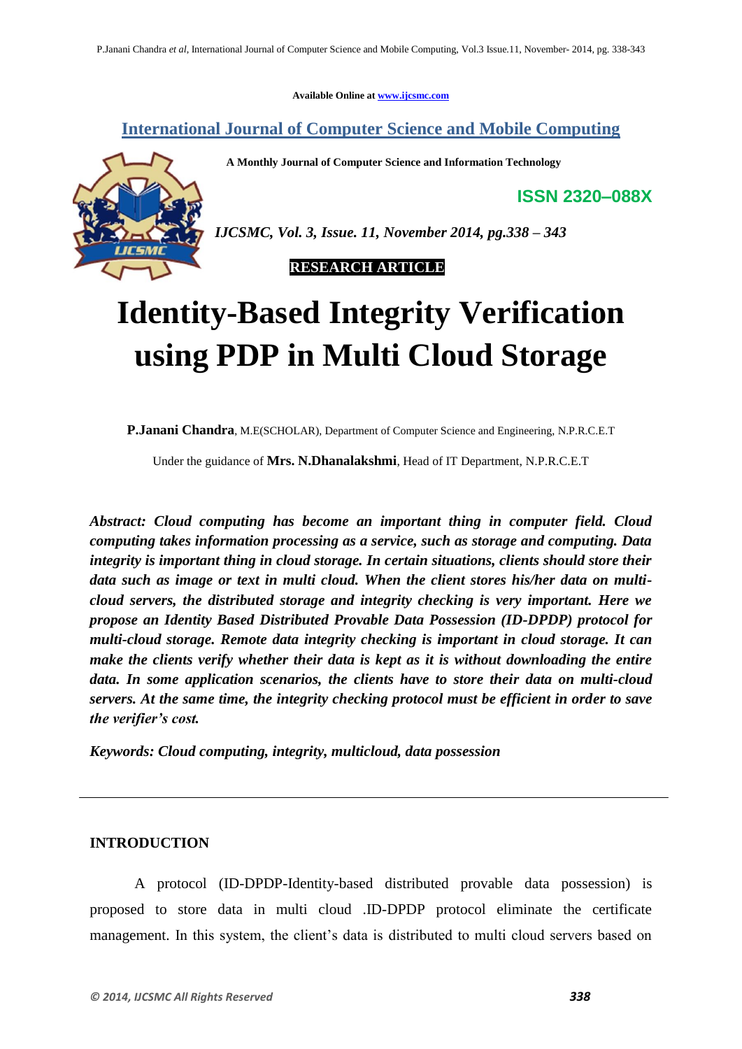Available Online at www.ijcsmc.com

## International Journal of Computer Science and Mobile Computing

**A Monthly Journal of Computer Science and Information Technology**

**ISSN 2320–088X**

*IJCSMC, Vol. 3, Issue. 11, November 2014, pg.338 – 343*

**RESEARCH ARTICLE**

# Identity-Based Integrity Verification using PDP in Multi Cloud Storage

**P.Janani Chandra**, M.E(SCHOLAR), Department of Computer Science and Engineering, N.P.R.C.E.T

Under the guidance of **Mrs. N.Dhanalakshmi**, Head of IT Department, N.P.R.C.E.T

***Abstract: Cloud computing has become an important thing in computer field. Cloud computing takes information processing as a service, such as storage and computing. Data integrity is important thing in cloud storage. In certain situations, clients should store their data such as image or text in multi cloud. When the client stores his/her data on multi-cloud servers, the distributed storage and integrity checking is very important. Here we propose an Identity Based Distributed Provable Data Possession (ID-DPDP) protocol for multi-cloud storage. Remote data integrity checking is important in cloud storage. It can make the clients verify whether their data is kept as it is without downloading the entire data. In some application scenarios, the clients have to store their data on multi-cloud servers. At the same time, the integrity checking protocol must be efficient in order to save the verifier's cost.***

***Keywords: Cloud computing, integrity, multicloud, data possession***

---

## INTRODUCTION

A protocol (ID-DPDP-Identity-based distributed provable data possession) is proposed to store data in multi cloud .ID-DPDP protocol eliminate the certificate management. In this system, the client's data is distributed to multi cloud servers based on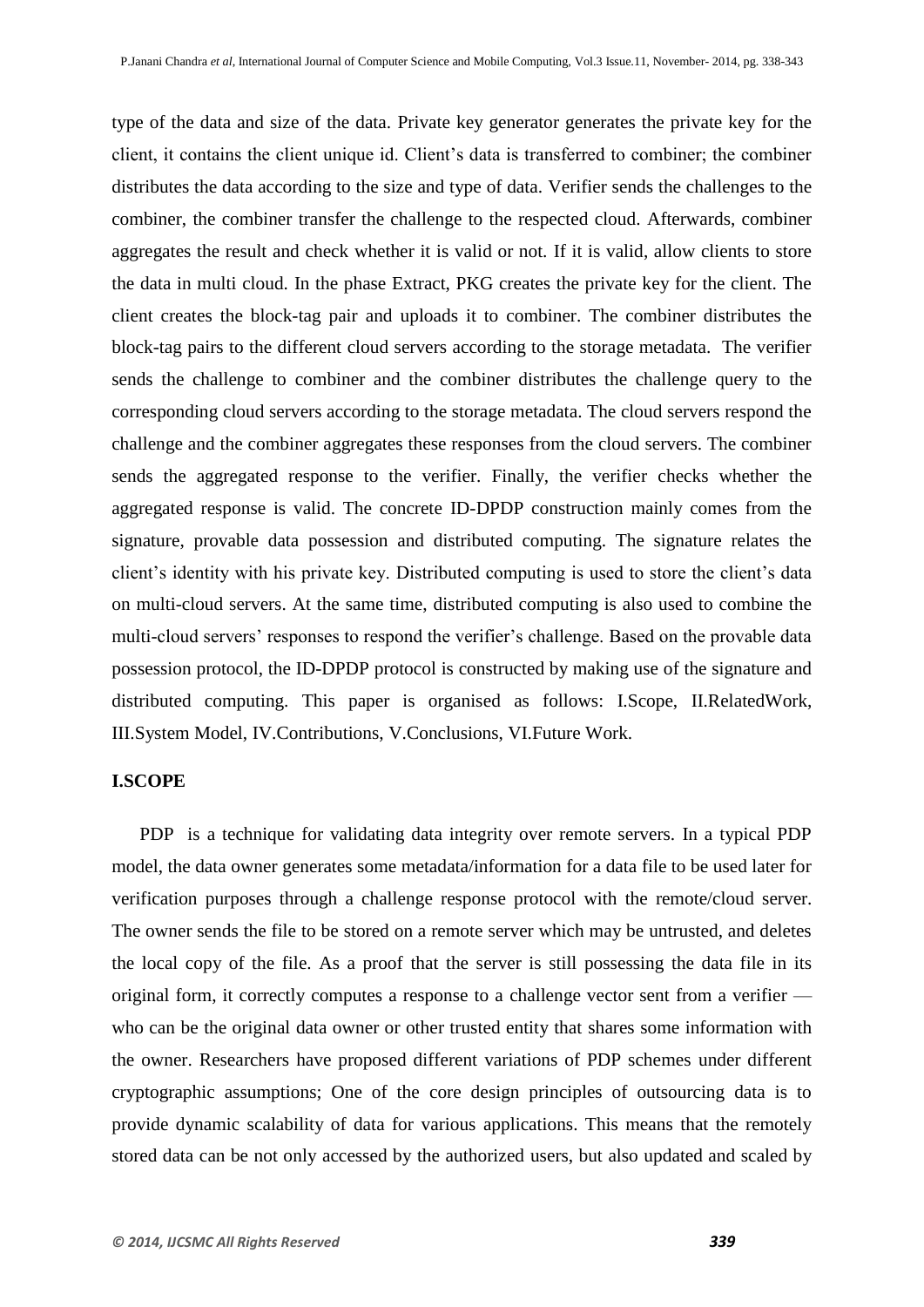type of the data and size of the data. Private key generator generates the private key for the client, it contains the client unique id. Client's data is transferred to combiner; the combiner distributes the data according to the size and type of data. Verifier sends the challenges to the combiner, the combiner transfer the challenge to the respected cloud. Afterwards, combiner aggregates the result and check whether it is valid or not. If it is valid, allow clients to store the data in multi cloud. In the phase Extract, PKG creates the private key for the client. The client creates the block-tag pair and uploads it to combiner. The combiner distributes the block-tag pairs to the different cloud servers according to the storage metadata. The verifier sends the challenge to combiner and the combiner distributes the challenge query to the corresponding cloud servers according to the storage metadata. The cloud servers respond the challenge and the combiner aggregates these responses from the cloud servers. The combiner sends the aggregated response to the verifier. Finally, the verifier checks whether the aggregated response is valid. The concrete ID-DPDP construction mainly comes from the signature, provable data possession and distributed computing. The signature relates the client's identity with his private key. Distributed computing is used to store the client's data on multi-cloud servers. At the same time, distributed computing is also used to combine the multi-cloud servers' responses to respond the verifier's challenge. Based on the provable data possession protocol, the ID-DPDP protocol is constructed by making use of the signature and distributed computing. This paper is organised as follows: I.Scope, II.RelatedWork, III.System Model, IV.Contributions, V.Conclusions, VI.Future Work.

## I.SCOPE

PDP is a technique for validating data integrity over remote servers. In a typical PDP model, the data owner generates some metadata/information for a data file to be used later for verification purposes through a challenge response protocol with the remote/cloud server. The owner sends the file to be stored on a remote server which may be untrusted, and deletes the local copy of the file. As a proof that the server is still possessing the data file in its original form, it correctly computes a response to a challenge vector sent from a verifier — who can be the original data owner or other trusted entity that shares some information with the owner. Researchers have proposed different variations of PDP schemes under different cryptographic assumptions; One of the core design principles of outsourcing data is to provide dynamic scalability of data for various applications. This means that the remotely stored data can be not only accessed by the authorized users, but also updated and scaled by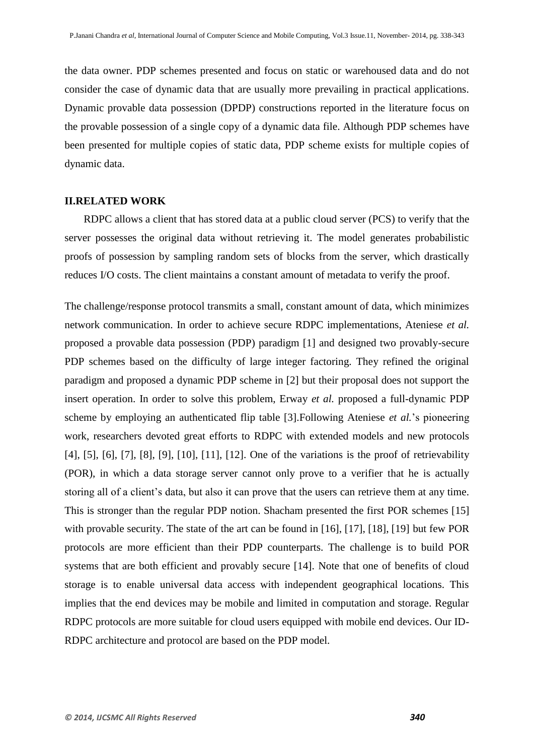the data owner. PDP schemes presented and focus on static or warehoused data and do not consider the case of dynamic data that are usually more prevailing in practical applications. Dynamic provable data possession (DPDP) constructions reported in the literature focus on the provable possession of a single copy of a dynamic data file. Although PDP schemes have been presented for multiple copies of static data, PDP scheme exists for multiple copies of dynamic data.

## II.RELATED WORK

RDPC allows a client that has stored data at a public cloud server (PCS) to verify that the server possesses the original data without retrieving it. The model generates probabilistic proofs of possession by sampling random sets of blocks from the server, which drastically reduces I/O costs. The client maintains a constant amount of metadata to verify the proof.

The challenge/response protocol transmits a small, constant amount of data, which minimizes network communication. In order to achieve secure RDPC implementations, Ateniese *et al.* proposed a provable data possession (PDP) paradigm [1] and designed two provably-secure PDP schemes based on the difficulty of large integer factoring. They refined the original paradigm and proposed a dynamic PDP scheme in [2] but their proposal does not support the insert operation. In order to solve this problem, Erway *et al.* proposed a full-dynamic PDP scheme by employing an authenticated flip table [3].Following Ateniese *et al.*'s pioneering work, researchers devoted great efforts to RDPC with extended models and new protocols [4], [5], [6], [7], [8], [9], [10], [11], [12]. One of the variations is the proof of retrievability (POR), in which a data storage server cannot only prove to a verifier that he is actually storing all of a client's data, but also it can prove that the users can retrieve them at any time. This is stronger than the regular PDP notion. Shacham presented the first POR schemes [15] with provable security. The state of the art can be found in [16], [17], [18], [19] but few POR protocols are more efficient than their PDP counterparts. The challenge is to build POR systems that are both efficient and provably secure [14]. Note that one of benefits of cloud storage is to enable universal data access with independent geographical locations. This implies that the end devices may be mobile and limited in computation and storage. Regular RDPC protocols are more suitable for cloud users equipped with mobile end devices. Our ID-RDPC architecture and protocol are based on the PDP model.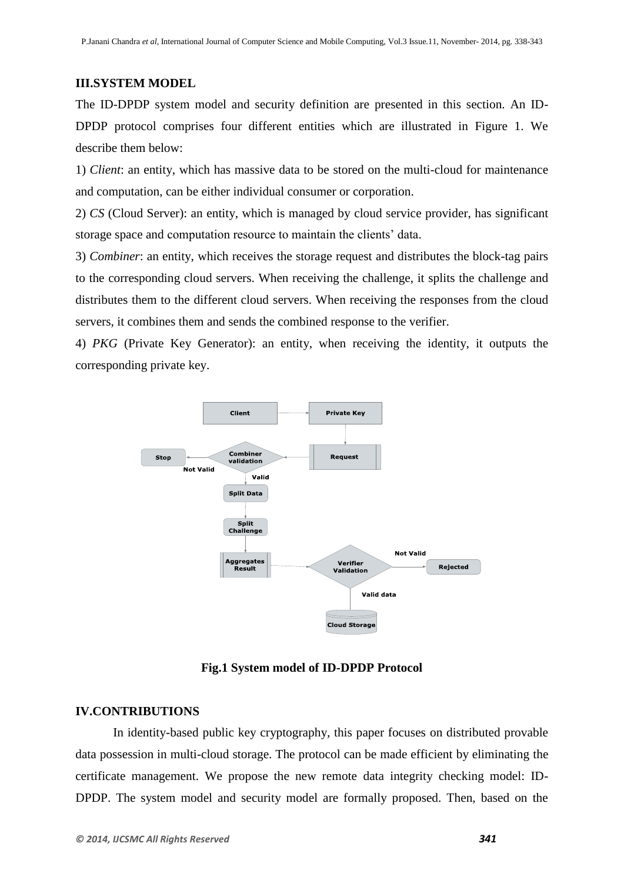## III.SYSTEM MODEL

The ID-DPDP system model and security definition are presented in this section. An ID-DPDP protocol comprises four different entities which are illustrated in Figure 1. We describe them below:

1) *Client*: an entity, which has massive data to be stored on the multi-cloud for maintenance and computation, can be either individual consumer or corporation.

2) *CS* (Cloud Server): an entity, which is managed by cloud service provider, has significant storage space and computation resource to maintain the clients' data.

3) *Combiner*: an entity, which receives the storage request and distributes the block-tag pairs to the corresponding cloud servers. When receiving the challenge, it splits the challenge and distributes them to the different cloud servers. When receiving the responses from the cloud servers, it combines them and sends the combined response to the verifier.

4) *PKG* (Private Key Generator): an entity, when receiving the identity, it outputs the corresponding private key.

**Fig.1 System model of ID-DPDP Protocol**

## IV.CONTRIBUTIONS

In identity-based public key cryptography, this paper focuses on distributed provable data possession in multi-cloud storage. The protocol can be made efficient by eliminating the certificate management. We propose the new remote data integrity checking model: ID-DPDP. The system model and security model are formally proposed. Then, based on the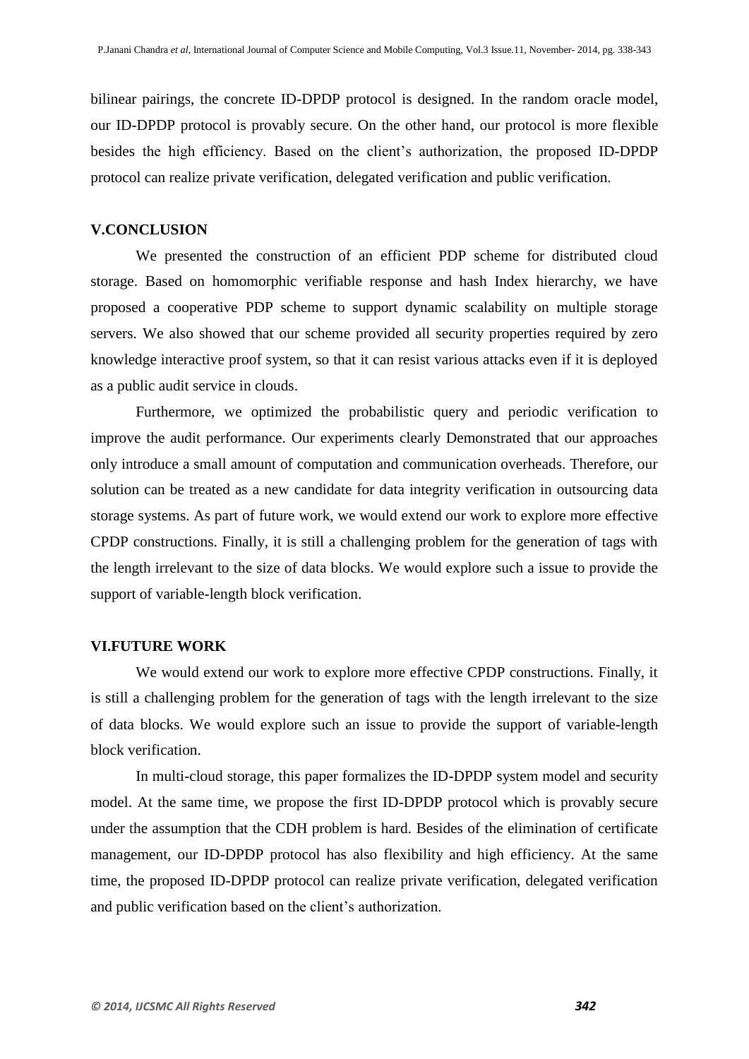bilinear pairings, the concrete ID-DPDP protocol is designed. In the random oracle model, our ID-DPDP protocol is provably secure. On the other hand, our protocol is more flexible besides the high efficiency. Based on the client's authorization, the proposed ID-DPDP protocol can realize private verification, delegated verification and public verification.

## V.CONCLUSION

We presented the construction of an efficient PDP scheme for distributed cloud storage. Based on homomorphic verifiable response and hash Index hierarchy, we have proposed a cooperative PDP scheme to support dynamic scalability on multiple storage servers. We also showed that our scheme provided all security properties required by zero knowledge interactive proof system, so that it can resist various attacks even if it is deployed as a public audit service in clouds.

Furthermore, we optimized the probabilistic query and periodic verification to improve the audit performance. Our experiments clearly Demonstrated that our approaches only introduce a small amount of computation and communication overheads. Therefore, our solution can be treated as a new candidate for data integrity verification in outsourcing data storage systems. As part of future work, we would extend our work to explore more effective CPDP constructions. Finally, it is still a challenging problem for the generation of tags with the length irrelevant to the size of data blocks. We would explore such a issue to provide the support of variable-length block verification.

## VI.FUTURE WORK

We would extend our work to explore more effective CPDP constructions. Finally, it is still a challenging problem for the generation of tags with the length irrelevant to the size of data blocks. We would explore such an issue to provide the support of variable-length block verification.

In multi-cloud storage, this paper formalizes the ID-DPDP system model and security model. At the same time, we propose the first ID-DPDP protocol which is provably secure under the assumption that the CDH problem is hard. Besides of the elimination of certificate management, our ID-DPDP protocol has also flexibility and high efficiency. At the same time, the proposed ID-DPDP protocol can realize private verification, delegated verification and public verification based on the client's authorization.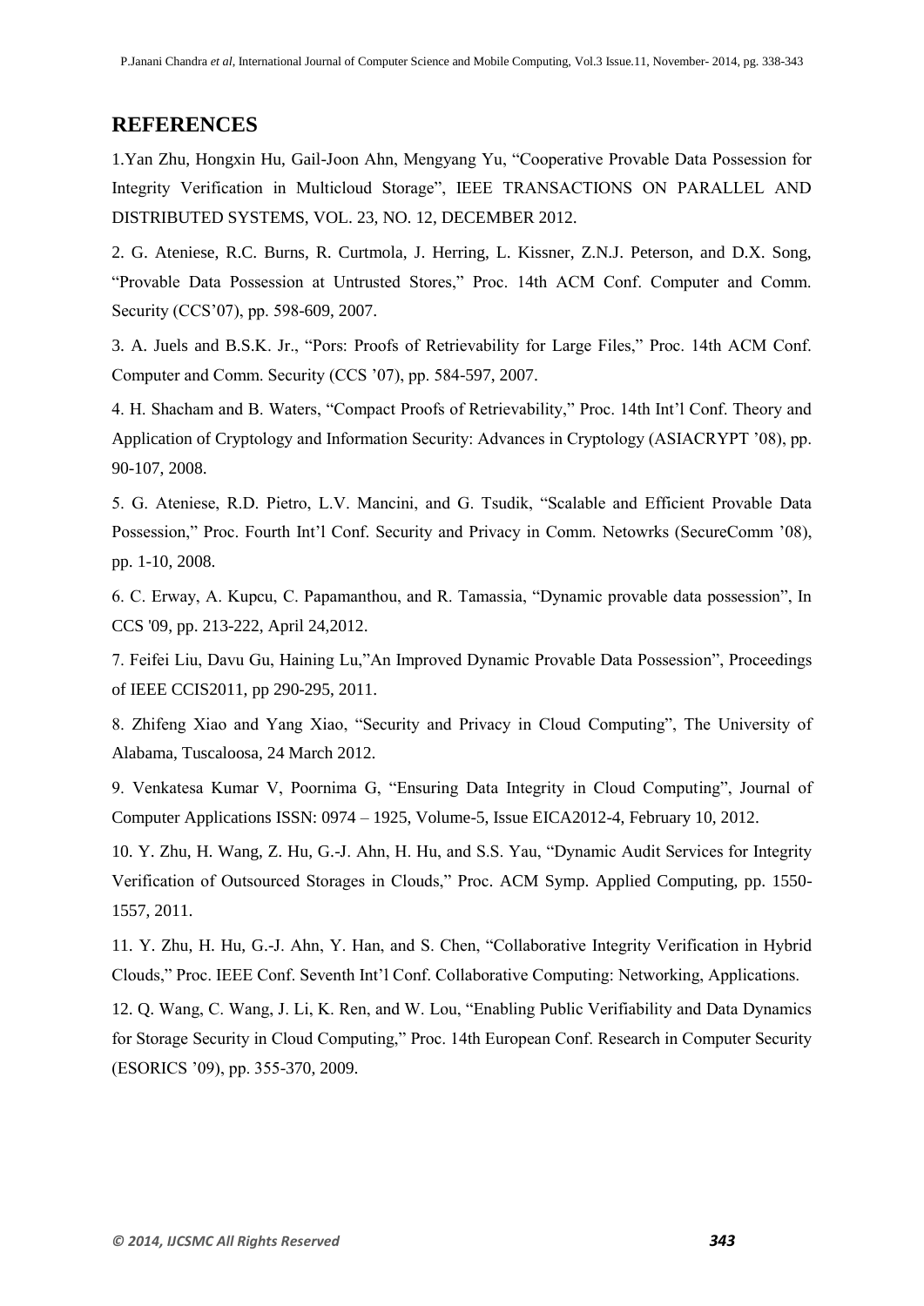## REFERENCES

1.Yan Zhu, Hongxin Hu, Gail-Joon Ahn, Mengyang Yu, "Cooperative Provable Data Possession for Integrity Verification in Multicloud Storage", IEEE TRANSACTIONS ON PARALLEL AND DISTRIBUTED SYSTEMS, VOL. 23, NO. 12, DECEMBER 2012.

2. G. Ateniese, R.C. Burns, R. Curtmola, J. Herring, L. Kissner, Z.N.J. Peterson, and D.X. Song, "Provable Data Possession at Untrusted Stores," Proc. 14th ACM Conf. Computer and Comm. Security (CCS'07), pp. 598-609, 2007.

3. A. Juels and B.S.K. Jr., "Pors: Proofs of Retrievability for Large Files," Proc. 14th ACM Conf. Computer and Comm. Security (CCS '07), pp. 584-597, 2007.

4. H. Shacham and B. Waters, "Compact Proofs of Retrievability," Proc. 14th Int'l Conf. Theory and Application of Cryptology and Information Security: Advances in Cryptology (ASIACRYPT '08), pp. 90-107, 2008.

5. G. Ateniese, R.D. Pietro, L.V. Mancini, and G. Tsudik, "Scalable and Efficient Provable Data Possession," Proc. Fourth Int'l Conf. Security and Privacy in Comm. Netowrks (SecureComm '08), pp. 1-10, 2008.

6. C. Erway, A. Kupcu, C. Papamanthou, and R. Tamassia, "Dynamic provable data possession", In CCS '09, pp. 213-222, April 24,2012.

7. Feifei Liu, Davu Gu, Haining Lu,"An Improved Dynamic Provable Data Possession", Proceedings of IEEE CCIS2011, pp 290-295, 2011.

8. Zhifeng Xiao and Yang Xiao, "Security and Privacy in Cloud Computing", The University of Alabama, Tuscaloosa, 24 March 2012.

9. Venkatesa Kumar V, Poornima G, "Ensuring Data Integrity in Cloud Computing", Journal of Computer Applications ISSN: 0974 – 1925, Volume-5, Issue EICA2012-4, February 10, 2012.

10. Y. Zhu, H. Wang, Z. Hu, G.-J. Ahn, H. Hu, and S.S. Yau, "Dynamic Audit Services for Integrity Verification of Outsourced Storages in Clouds," Proc. ACM Symp. Applied Computing, pp. 1550-1557, 2011.

11. Y. Zhu, H. Hu, G.-J. Ahn, Y. Han, and S. Chen, "Collaborative Integrity Verification in Hybrid Clouds," Proc. IEEE Conf. Seventh Int'l Conf. Collaborative Computing: Networking, Applications.

12. Q. Wang, C. Wang, J. Li, K. Ren, and W. Lou, "Enabling Public Verifiability and Data Dynamics for Storage Security in Cloud Computing," Proc. 14th European Conf. Research in Computer Security (ESORICS '09), pp. 355-370, 2009.